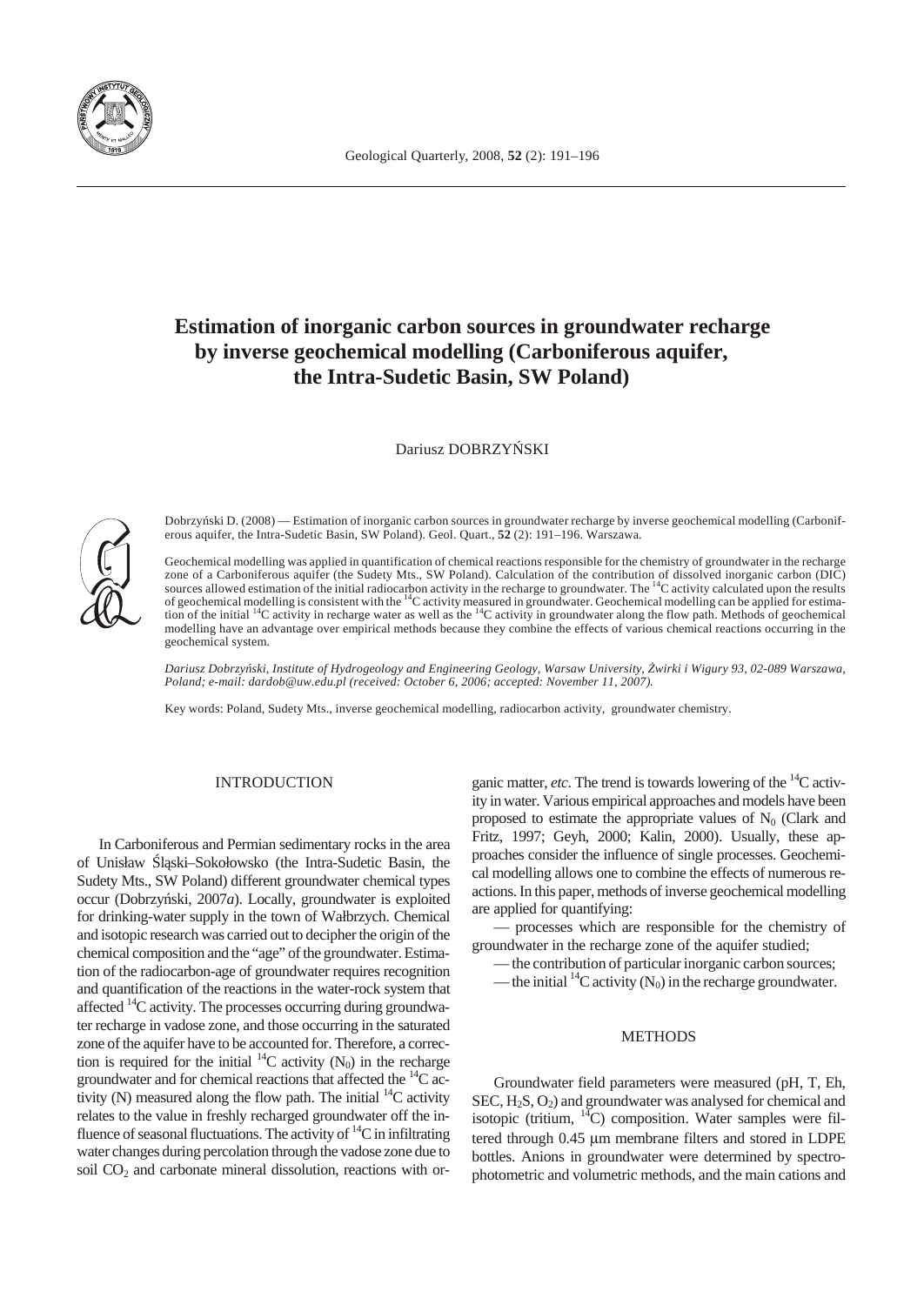# Estimation of inorganic carbon sources in groundwater recharge by inverse geochemical modelling (Carboniferous aquifer, the Intra-Sudetic Basin, SW Poland)

Dariusz DOBRZYŃSKI

Dobrzyński D. (2008) — Estimation of inorganic carbon sources in groundwater recharge by inverse geochemical modelling (Carboniferous aquifer, the Intra-Sudetic Basin, SW Poland). Geol. Quart., **52** (2): 191–196. Warszawa.

Geochemical modelling was applied in quantification of chemical reactions responsible for the chemistry of groundwater in the recharge zone of a Carboniferous aquifer (the Sudety Mts., SW Poland). Calculation of the contribution of dissolved inorganic carbon (DIC) sources allowed estimation of the initial radiocarbon activity in the recharge to groundwater. The $^{14}C$ activity calculated upon the results of geochemical modelling is consistent with the $^{14}C$ activity measured in groundwater. Geochemical modelling can be applied for estimation of the initial $^{14}C$ activity in recharge water as well as the $^{14}C$ activity in groundwater along the flow path. Methods of geochemical modelling have an advantage over empirical methods because they combine the effects of various chemical reactions occurring in the geochemical system.

*Dariusz Dobrzyński, Institute of Hydrogeology and Engineering Geology, Warsaw University, Żwirki i Wigury 93, 02-089 Warszawa, Poland; e-mail: dardob@uw.edu.pl (received: October 6, 2006; accepted: November 11, 2007).*

Key words: Poland, Sudety Mts., inverse geochemical modelling, radiocarbon activity, groundwater chemistry.

## INTRODUCTION

In Carboniferous and Permian sedimentary rocks in the area of Unisław Śląski–Sokołowsko (the Intra-Sudetic Basin, the Sudety Mts., SW Poland) different groundwater chemical types occur (Dobrzyński, 2007*a*). Locally, groundwater is exploited for drinking-water supply in the town of Wałbrzych. Chemical and isotopic research was carried out to decipher the origin of the chemical composition and the "age" of the groundwater. Estimation of the radiocarbon-age of groundwater requires recognition and quantification of the reactions in the water-rock system that affected $^{14}C$ activity. The processes occurring during groundwater recharge in vadose zone, and those occurring in the saturated zone of the aquifer have to be accounted for. Therefore, a correction is required for the initial $^{14}C$ activity ($N_0$) in the recharge groundwater and for chemical reactions that affected the $^{14}C$ activity (N) measured along the flow path. The initial $^{14}C$ activity relates to the value in freshly recharged groundwater off the influence of seasonal fluctuations. The activity of $^{14}C$ in infiltrating water changes during percolation through the vadose zone due to soil $CO_2$ and carbonate mineral dissolution, reactions with organic matter, *etc*. The trend is towards lowering of the $^{14}C$ activity in water. Various empirical approaches and models have been proposed to estimate the appropriate values of $N_0$ (Clark and Fritz, 1997; Geyh, 2000; Kalin, 2000). Usually, these approaches consider the influence of single processes. Geochemical modelling allows one to combine the effects of numerous reactions. In this paper, methods of inverse geochemical modelling are applied for quantifying:

— processes which are responsible for the chemistry of groundwater in the recharge zone of the aquifer studied;

— the contribution of particular inorganic carbon sources;

— the initial $^{14}C$ activity ($N_0$) in the recharge groundwater.

## METHODS

Groundwater field parameters were measured (pH, T, Eh, SEC, $H_2S$, $O_2$) and groundwater was analysed for chemical and isotopic (tritium, $^{14}C$) composition. Water samples were filtered through 0.45 μm membrane filters and stored in LDPE bottles. Anions in groundwater were determined by spectrophotometric and volumetric methods, and the main cations and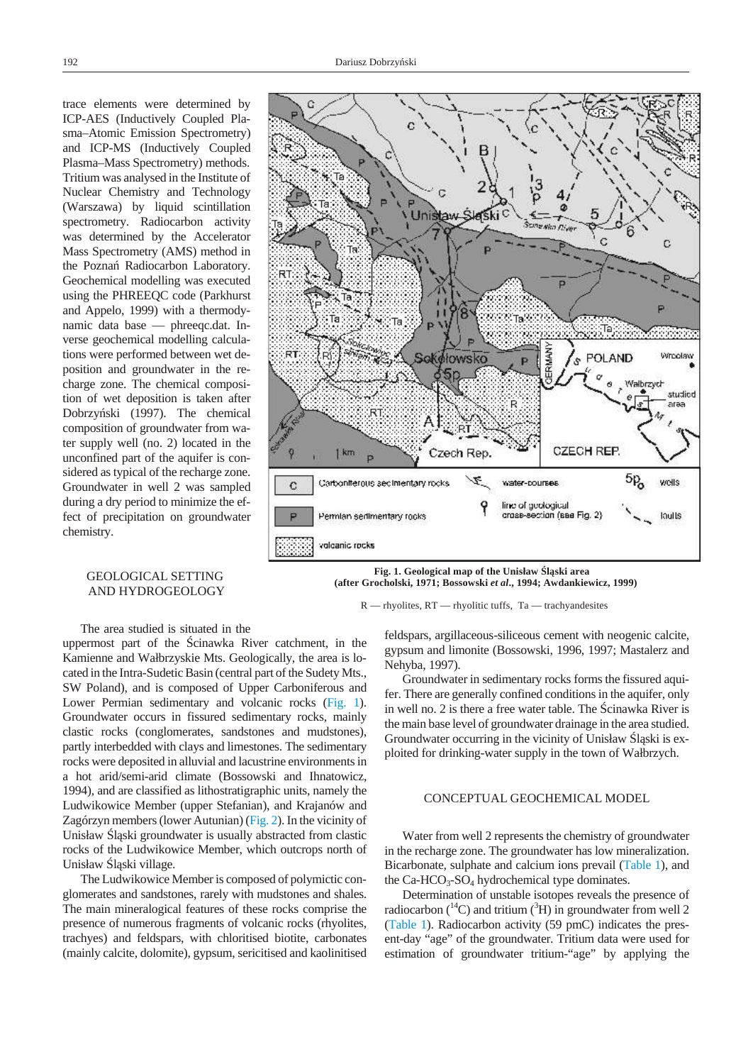trace elements were determined by ICP-AES (Inductively Coupled Plasma–Atomic Emission Spectrometry) and ICP-MS (Inductively Coupled Plasma–Mass Spectrometry) methods. Tritium was analysed in the Institute of Nuclear Chemistry and Technology (Warszawa) by liquid scintillation spectrometry. Radiocarbon activity was determined by the Accelerator Mass Spectrometry (AMS) method in the Poznań Radiocarbon Laboratory. Geochemical modelling was executed using the PHREEQC code (Parkhurst and Appelo, 1999) with a thermodynamic data base — phreeqc.dat. Inverse geochemical modelling calculations were performed between wet deposition and groundwater in the recharge zone. The chemical composition of wet deposition is taken after Dobrzyński (1997). The chemical composition of groundwater from water supply well (no. 2) located in the unconfined part of the aquifer is considered as typical of the recharge zone. Groundwater in well 2 was sampled during a dry period to minimize the effect of precipitation on groundwater chemistry.

**Fig. 1. Geological map of the Unisław Śląski area (after Grocholski, 1971; Bossowski *et al.*, 1994; Awdankiewicz, 1999)**

R — rhyolites, RT — rhyolitic tuffs, Ta — trachyandesites

## GEOLOGICAL SETTING AND HYDROGEOLOGY

The area studied is situated in the uppermost part of the Ścinawka River catchment, in the Kamienne and Wałbrzyskie Mts. Geologically, the area is located in the Intra-Sudetic Basin (central part of the Sudety Mts., SW Poland), and is composed of Upper Carboniferous and Lower Permian sedimentary and volcanic rocks (Fig. 1). Groundwater occurs in fissured sedimentary rocks, mainly clastic rocks (conglomerates, sandstones and mudstones), partly interbedded with clays and limestones. The sedimentary rocks were deposited in alluvial and lacustrine environments in a hot arid/semi-arid climate (Bossowski and Ihnatowicz, 1994), and are classified as lithostratigraphic units, namely the Ludwikowice Member (upper Stefanian), and Krajanów and Zagórzyn members (lower Autunian) (Fig. 2). In the vicinity of Unisław Śląski groundwater is usually abstracted from clastic rocks of the Ludwikowice Member, which outcrops north of Unisław Śląski village.

The Ludwikowice Member is composed of polymictic conglomerates and sandstones, rarely with mudstones and shales. The main mineralogical features of these rocks comprise the presence of numerous fragments of volcanic rocks (rhyolites, trachyes) and feldspars, with chloritised biotite, carbonates (mainly calcite, dolomite), gypsum, sericitised and kaolinitised feldspars, argillaceous-siliceous cement with neogenic calcite, gypsum and limonite (Bossowski, 1996, 1997; Mastalerz and Nehyba, 1997).

Groundwater in sedimentary rocks forms the fissured aquifer. There are generally confined conditions in the aquifer, only in well no. 2 is there a free water table. The Ścinawka River is the main base level of groundwater drainage in the area studied. Groundwater occurring in the vicinity of Unisław Śląski is exploited for drinking-water supply in the town of Wałbrzych.

## CONCEPTUAL GEOCHEMICAL MODEL

Water from well 2 represents the chemistry of groundwater in the recharge zone. The groundwater has low mineralization. Bicarbonate, sulphate and calcium ions prevail (Table 1), and the Ca-$HCO_3$-$SO_4$ hydrochemical type dominates.

Determination of unstable isotopes reveals the presence of radiocarbon ($^{14}C$) and tritium ($^{3}H$) in groundwater from well 2 (Table 1). Radiocarbon activity (59 pmC) indicates the present-day "age" of the groundwater. Tritium data were used for estimation of groundwater tritium-"age" by applying the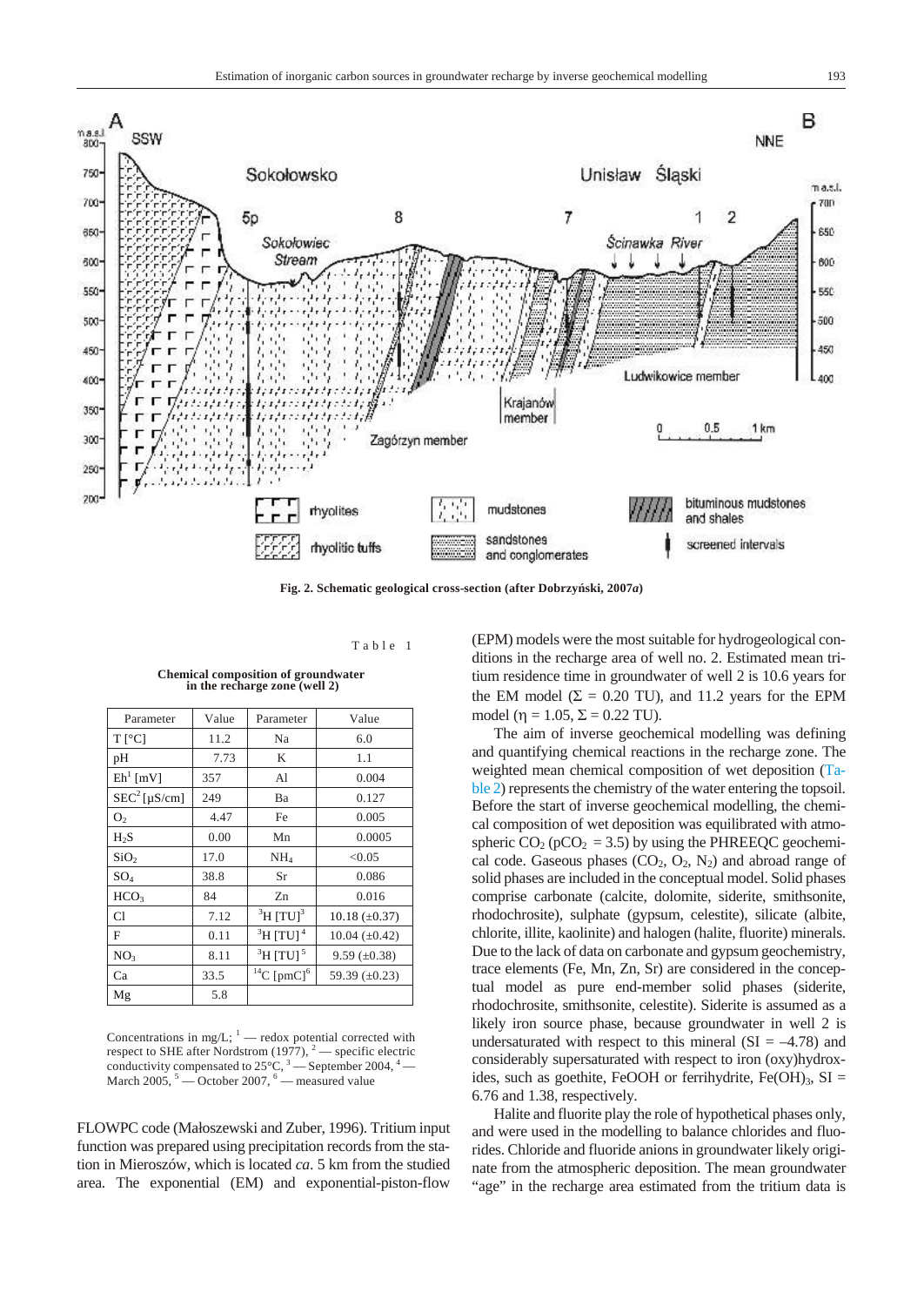Fig. 2. Schematic geological cross-section (after Dobrzyński, 2007*a*)

Table 1

**Chemical composition of groundwater in the recharge zone (well 2)**

| Parameter | Value | Parameter | Value |
|---|---|---|---|
| T [°C] | 11.2 | Na | 6.0 |
| pH | 7.73 | K | 1.1 |
| Eh[1] [mV] | 357 | Al | 0.004 |
| SEC[2] [μS/cm] | 249 | Ba | 0.127 |
| $O_2$ | 4.47 | Fe | 0.005 |
| $H_2S$ | 0.00 | Mn | 0.0005 |
| $SiO_2$ | 17.0 | $NH_4$ | <0.05 |
| $SO_4$ | 38.8 | Sr | 0.086 |
| $HCO_3$ | 84 | Zn | 0.016 |
| Cl | 7.12 | $^3H$ [TU][3] | 10.18 (±0.37) |
| F | 0.11 | $^3H$ [TU][4] | 10.04 (±0.42) |
| $NO_3$ | 8.11 | $^3H$ [TU][5] | 9.59 (±0.38) |
| Ca | 33.5 | $^{14}C$ [pmC][6] | 59.39 (±0.23) |
| Mg | 5.8 | | |

Concentrations in mg/L; [1] — redox potential corrected with respect to SHE after Nordstrom (1977), [2] — specific electric conductivity compensated to 25°C, [3] — September 2004, [4] — March 2005, [5] — October 2007, [6] — measured value

FLOWPC code (Małoszewski and Zuber, 1996). Tritium input function was prepared using precipitation records from the station in Mieroszów, which is located *ca*. 5 km from the studied area. The exponential (EM) and exponential-piston-flow (EPM) models were the most suitable for hydrogeological conditions in the recharge area of well no. 2. Estimated mean tritium residence time in groundwater of well 2 is 10.6 years for the EM model ($\Sigma$ = 0.20 TU), and 11.2 years for the EPM model ($\eta$ = 1.05, $\Sigma$ = 0.22 TU).

The aim of inverse geochemical modelling was defining and quantifying chemical reactions in the recharge zone. The weighted mean chemical composition of wet deposition (Table 2) represents the chemistry of the water entering the topsoil. Before the start of inverse geochemical modelling, the chemical composition of wet deposition was equilibrated with atmospheric $CO_2$ ($pCO_2$ = 3.5) by using the PHREEQC geochemical code. Gaseous phases ($CO_2$, $O_2$, $N_2$) and abroad range of solid phases are included in the conceptual model. Solid phases comprise carbonate (calcite, dolomite, siderite, smithsonite, rhodochrosite), sulphate (gypsum, celestite), silicate (albite, chlorite, illite, kaolinite) and halogen (halite, fluorite) minerals. Due to the lack of data on carbonate and gypsum geochemistry, trace elements (Fe, Mn, Zn, Sr) are considered in the conceptual model as pure end-member solid phases (siderite, rhodochrosite, smithsonite, celestite). Siderite is assumed as a likely iron source phase, because groundwater in well 2 is undersaturated with respect to this mineral (SI = –4.78) and considerably supersaturated with respect to iron (oxy)hydroxides, such as goethite, FeOOH or ferrihydrite, $Fe(OH)_3$, SI = 6.76 and 1.38, respectively.

Halite and fluorite play the role of hypothetical phases only, and were used in the modelling to balance chlorides and fluorides. Chloride and fluoride anions in groundwater likely originate from the atmospheric deposition. The mean groundwater "age" in the recharge area estimated from the tritium data is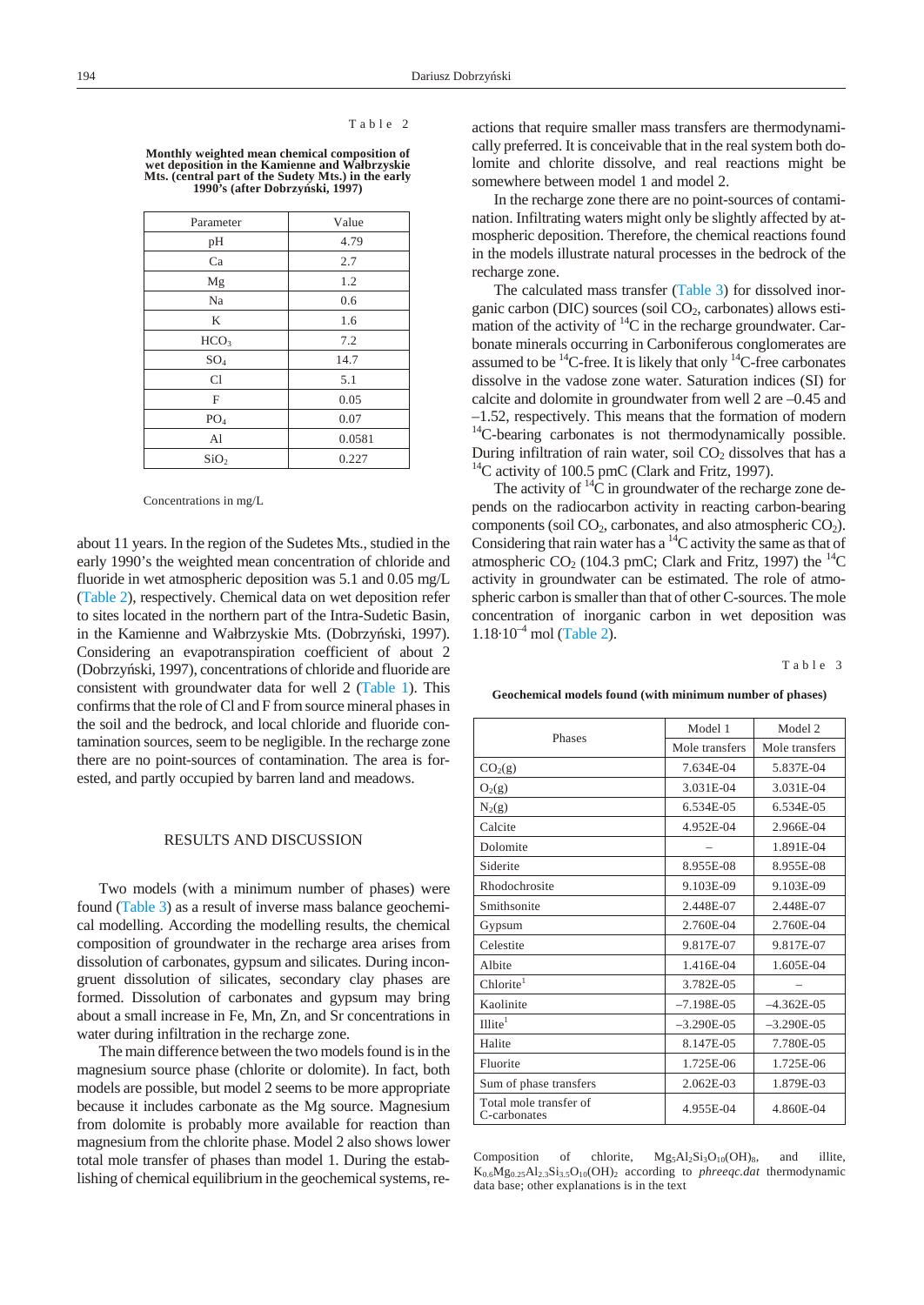Table 2

**Monthly weighted mean chemical composition of wet deposition in the Kamienne and Wałbrzyskie Mts. (central part of the Sudety Mts.) in the early 1990's (after Dobrzyński, 1997)**

| Parameter | Value |
|---|---|
| pH | 4.79 |
| Ca | 2.7 |
| Mg | 1.2 |
| Na | 0.6 |
| K | 1.6 |
| $HCO_3$ | 7.2 |
| $SO_4$ | 14.7 |
| Cl | 5.1 |
| F | 0.05 |
| $PO_4$ | 0.07 |
| Al | 0.0581 |
| $SiO_2$ | 0.227 |

Concentrations in mg/L

about 11 years. In the region of the Sudetes Mts., studied in the early 1990's the weighted mean concentration of chloride and fluoride in wet atmospheric deposition was 5.1 and 0.05 mg/L (Table 2), respectively. Chemical data on wet deposition refer to sites located in the northern part of the Intra-Sudetic Basin, in the Kamienne and Wałbrzyskie Mts. (Dobrzyński, 1997). Considering an evapotranspiration coefficient of about 2 (Dobrzyński, 1997), concentrations of chloride and fluoride are consistent with groundwater data for well 2 (Table 1). This confirms that the role of Cl and F from source mineral phases in the soil and the bedrock, and local chloride and fluoride contamination sources, seem to be negligible. In the recharge zone there are no point-sources of contamination. The area is forested, and partly occupied by barren land and meadows.

## RESULTS AND DISCUSSION

Two models (with a minimum number of phases) were found (Table 3) as a result of inverse mass balance geochemical modelling. According the modelling results, the chemical composition of groundwater in the recharge area arises from dissolution of carbonates, gypsum and silicates. During incongruent dissolution of silicates, secondary clay phases are formed. Dissolution of carbonates and gypsum may bring about a small increase in Fe, Mn, Zn, and Sr concentrations in water during infiltration in the recharge zone.

The main difference between the two models found is in the magnesium source phase (chlorite or dolomite). In fact, both models are possible, but model 2 seems to be more appropriate because it includes carbonate as the Mg source. Magnesium from dolomite is probably more available for reaction than magnesium from the chlorite phase. Model 2 also shows lower total mole transfer of phases than model 1. During the establishing of chemical equilibrium in the geochemical systems, reactions that require smaller mass transfers are thermodynamically preferred. It is conceivable that in the real system both dolomite and chlorite dissolve, and real reactions might be somewhere between model 1 and model 2.

In the recharge zone there are no point-sources of contamination. Infiltrating waters might only be slightly affected by atmospheric deposition. Therefore, the chemical reactions found in the models illustrate natural processes in the bedrock of the recharge zone.

The calculated mass transfer (Table 3) for dissolved inorganic carbon (DIC) sources (soil $CO_2$, carbonates) allows estimation of the activity of $^{14}C$ in the recharge groundwater. Carbonate minerals occurring in Carboniferous conglomerates are assumed to be $^{14}C$-free. It is likely that only $^{14}C$-free carbonates dissolve in the vadose zone water. Saturation indices (SI) for calcite and dolomite in groundwater from well 2 are –0.45 and –1.52, respectively. This means that the formation of modern $^{14}C$-bearing carbonates is not thermodynamically possible. During infiltration of rain water, soil $CO_2$ dissolves that has a $^{14}C$ activity of 100.5 pmC (Clark and Fritz, 1997).

The activity of $^{14}C$ in groundwater of the recharge zone depends on the radiocarbon activity in reacting carbon-bearing components (soil $CO_2$, carbonates, and also atmospheric $CO_2$). Considering that rain water has a $^{14}C$ activity the same as that of atmospheric $CO_2$ (104.3 pmC; Clark and Fritz, 1997) the $^{14}C$ activity in groundwater can be estimated. The role of atmospheric carbon is smaller than that of other C-sources. The mole concentration of inorganic carbon in wet deposition was $1.18 \cdot 10^{-4}$ mol (Table 2).

Table 3

**Geochemical models found (with minimum number of phases)**

| Phases | Model 1 | Model 2 |
|---|---|---|
| | Mole transfers | Mole transfers |
| $CO_2$(g) | 7.634E-04 | 5.837E-04 |
| $O_2$(g) | 3.031E-04 | 3.031E-04 |
| $N_2$(g) | 6.534E-05 | 6.534E-05 |
| Calcite | 4.952E-04 | 2.966E-04 |
| Dolomite | – | 1.891E-04 |
| Siderite | 8.955E-08 | 8.955E-08 |
| Rhodochrosite | 9.103E-09 | 9.103E-09 |
| Smithsonite | 2.448E-07 | 2.448E-07 |
| Gypsum | 2.760E-04 | 2.760E-04 |
| Celestite | 9.817E-07 | 9.817E-07 |
| Albite | 1.416E-04 | 1.605E-04 |
| Chlorite[1] | 3.782E-05 | – |
| Kaolinite | –7.198E-05 | –4.362E-05 |
| Illite[1] | –3.290E-05 | –3.290E-05 |
| Halite | 8.147E-05 | 7.780E-05 |
| Fluorite | 1.725E-06 | 1.725E-06 |
| Sum of phase transfers | 2.062E-03 | 1.879E-03 |
| Total mole transfer of C-carbonates | 4.955E-04 | 4.860E-04 |

Composition of chlorite, $Mg_5Al_2Si_3O_{10}(OH)_8$, and illite, $K_{0.6}Mg_{0.25}Al_{2.3}Si_{3.5}O_{10}(OH)_2$ according to *phreeqc.dat* thermodynamic data base; other explanations is in the text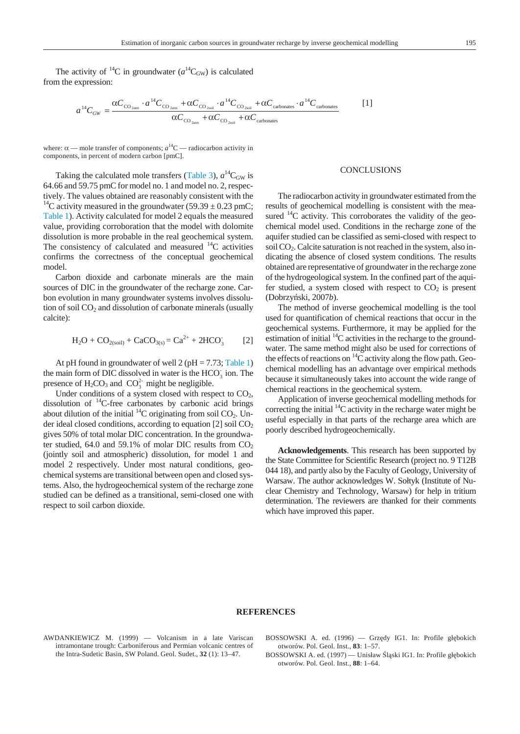The activity of $^{14}C$ in groundwater ($a^{14}C_{GW}$) is calculated from the expression:

$$a^{14}C_{GW} = \frac{\alpha C_{CO_{2atm}} \cdot a^{14}C_{CO_{2atm}} + \alpha C_{CO_{2soil}} \cdot a^{14}C_{CO_{2soil}} + \alpha C_{carbonates} \cdot a^{14}C_{carbonates}}{\alpha C_{CO_{2atm}} + \alpha C_{CO_{2soil}} + \alpha C_{carbonates}} \quad [1]$$

where: $\alpha$ — mole transfer of components; $a^{14}C$ — radiocarbon activity in components, in percent of modern carbon [pmC].

Taking the calculated mole transfers (Table 3), $a^{14}C_{GW}$ is 64.66 and 59.75 pmC for model no. 1 and model no. 2, respectively. The values obtained are reasonably consistent with the $^{14}C$ activity measured in the groundwater (59.39 ± 0.23 pmC; Table 1). Activity calculated for model 2 equals the measured value, providing corroboration that the model with dolomite dissolution is more probable in the real geochemical system. The consistency of calculated and measured $^{14}C$ activities confirms the correctness of the conceptual geochemical model.

Carbon dioxide and carbonate minerals are the main sources of DIC in the groundwater of the recharge zone. Carbon evolution in many groundwater systems involves dissolution of soil $CO_2$ and dissolution of carbonate minerals (usually calcite):

$$H_2O + CO_{2(soil)} + CaCO_{3(s)} = Ca^{2+} + 2HCO_3^- \quad [2]$$

At pH found in groundwater of well 2 (pH = 7.73; Table 1) the main form of DIC dissolved in water is the $HCO_3^-$ ion. The presence of $H_2CO_3$ and $CO_3^{2-}$ might be negligible.

Under conditions of a system closed with respect to $CO_2$, dissolution of $^{14}C$-free carbonates by carbonic acid brings about dilution of the initial $^{14}C$ originating from soil $CO_2$. Under ideal closed conditions, according to equation [2] soil $CO_2$ gives 50% of total molar DIC concentration. In the groundwater studied, 64.0 and 59.1% of molar DIC results from $CO_2$ (jointly soil and atmospheric) dissolution, for model 1 and model 2 respectively. Under most natural conditions, geochemical systems are transitional between open and closed systems. Also, the hydrogeochemical system of the recharge zone studied can be defined as a transitional, semi-closed one with respect to soil carbon dioxide.

## CONCLUSIONS

The radiocarbon activity in groundwater estimated from the results of geochemical modelling is consistent with the measured $^{14}C$ activity. This corroborates the validity of the geochemical model used. Conditions in the recharge zone of the aquifer studied can be classified as semi-closed with respect to soil $CO_2$. Calcite saturation is not reached in the system, also indicating the absence of closed system conditions. The results obtained are representative of groundwater in the recharge zone of the hydrogeological system. In the confined part of the aquifer studied, a system closed with respect to $CO_2$ is present (Dobrzyński, 2007*b*).

The method of inverse geochemical modelling is the tool used for quantification of chemical reactions that occur in the geochemical systems. Furthermore, it may be applied for the estimation of initial $^{14}C$ activities in the recharge to the groundwater. The same method might also be used for corrections of the effects of reactions on $^{14}C$ activity along the flow path. Geochemical modelling has an advantage over empirical methods because it simultaneously takes into account the wide range of chemical reactions in the geochemical system.

Application of inverse geochemical modelling methods for correcting the initial $^{14}C$ activity in the recharge water might be useful especially in that parts of the recharge area which are poorly described hydrogeochemically.

**Acknowledgements**. This research has been supported by the State Committee for Scientific Research (project no. 9 T12B 044 18), and partly also by the Faculty of Geology, University of Warsaw. The author acknowledges W. Sołtyk (Institute of Nuclear Chemistry and Technology, Warsaw) for help in tritium determination. The reviewers are thanked for their comments which have improved this paper.

## REFERENCES

AWDANKIEWICZ M. (1999) — Volcanism in a late Variscan intramontane trough: Carboniferous and Permian volcanic centres of the Intra-Sudetic Basin, SW Poland. Geol. Sudet., **32** (1): 13–47.

BOSSOWSKI A. ed. (1996) — Grzędy IG1. In: Profile głębokich otworów. Pol. Geol. Inst., **83**: 1–57.

BOSSOWSKI A. ed. (1997) — Unisław Śląski IG1. In: Profile głębokich otworów. Pol. Geol. Inst., **88**: 1–64.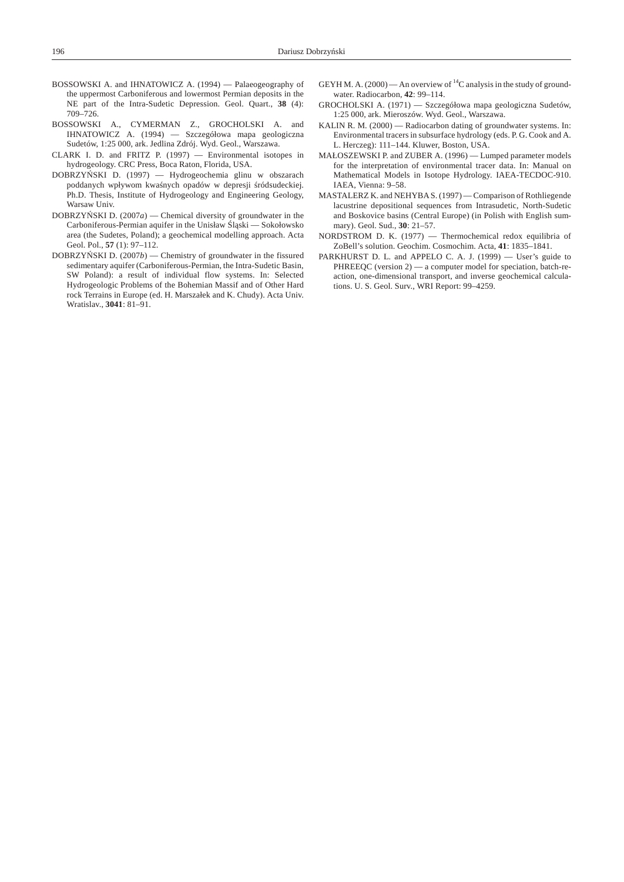BOSSOWSKI A. and IHNATOWICZ A. (1994) — Palaeogeography of the uppermost Carboniferous and lowermost Permian deposits in the NE part of the Intra-Sudetic Depression. Geol. Quart., **38** (4): 709–726.

BOSSOWSKI A., CYMERMAN Z., GROCHOLSKI A. and IHNATOWICZ A. (1994) — Szczegółowa mapa geologiczna Sudetów, 1:25 000, ark. Jedlina Zdrój. Wyd. Geol., Warszawa.

CLARK I. D. and FRITZ P. (1997) — Environmental isotopes in hydrogeology. CRC Press, Boca Raton, Florida, USA.

DOBRZYŃSKI D. (1997) — Hydrogeochemia glinu w obszarach poddanych wpływom kwaśnych opadów w depresji śródsudeckiej. Ph.D. Thesis, Institute of Hydrogeology and Engineering Geology, Warsaw Univ.

DOBRZYŃSKI D. (2007*a*) — Chemical diversity of groundwater in the Carboniferous-Permian aquifer in the Unisław Śląski — Sokołowsko area (the Sudetes, Poland); a geochemical modelling approach. Acta Geol. Pol., **57** (1): 97–112.

DOBRZYŃSKI D. (2007*b*) — Chemistry of groundwater in the fissured sedimentary aquifer (Carboniferous-Permian, the Intra-Sudetic Basin, SW Poland): a result of individual flow systems. In: Selected Hydrogeologic Problems of the Bohemian Massif and of Other Hard rock Terrains in Europe (ed. H. Marszałek and K. Chudy). Acta Univ. Wratislav., **3041**: 81–91.

GEYH M. A. (2000) — An overview of $^{14}C$ analysis in the study of groundwater. Radiocarbon, **42**: 99–114.

GROCHOLSKI A. (1971) — Szczegółowa mapa geologiczna Sudetów, 1:25 000, ark. Mieroszów. Wyd. Geol., Warszawa.

KALIN R. M. (2000) — Radiocarbon dating of groundwater systems. In: Environmental tracers in subsurface hydrology (eds. P. G. Cook and A. L. Herczeg): 111–144. Kluwer, Boston, USA.

MAŁOSZEWSKI P. and ZUBER A. (1996) — Lumped parameter models for the interpretation of environmental tracer data. In: Manual on Mathematical Models in Isotope Hydrology. IAEA-TECDOC-910. IAEA, Vienna: 9–58.

MASTALERZ K. and NEHYBA S. (1997) — Comparison of Rothliegende lacustrine depositional sequences from Intrasudetic, North-Sudetic and Boskovice basins (Central Europe) (in Polish with English summary). Geol. Sud., **30**: 21–57.

NORDSTROM D. K. (1977) — Thermochemical redox equilibria of ZoBell's solution. Geochim. Cosmochim. Acta, **41**: 1835–1841.

PARKHURST D. L. and APPELO C. A. J. (1999) — User's guide to PHREEQC (version 2) — a computer model for speciation, batch-reaction, one-dimensional transport, and inverse geochemical calculations. U. S. Geol. Surv., WRI Report: 99–4259.